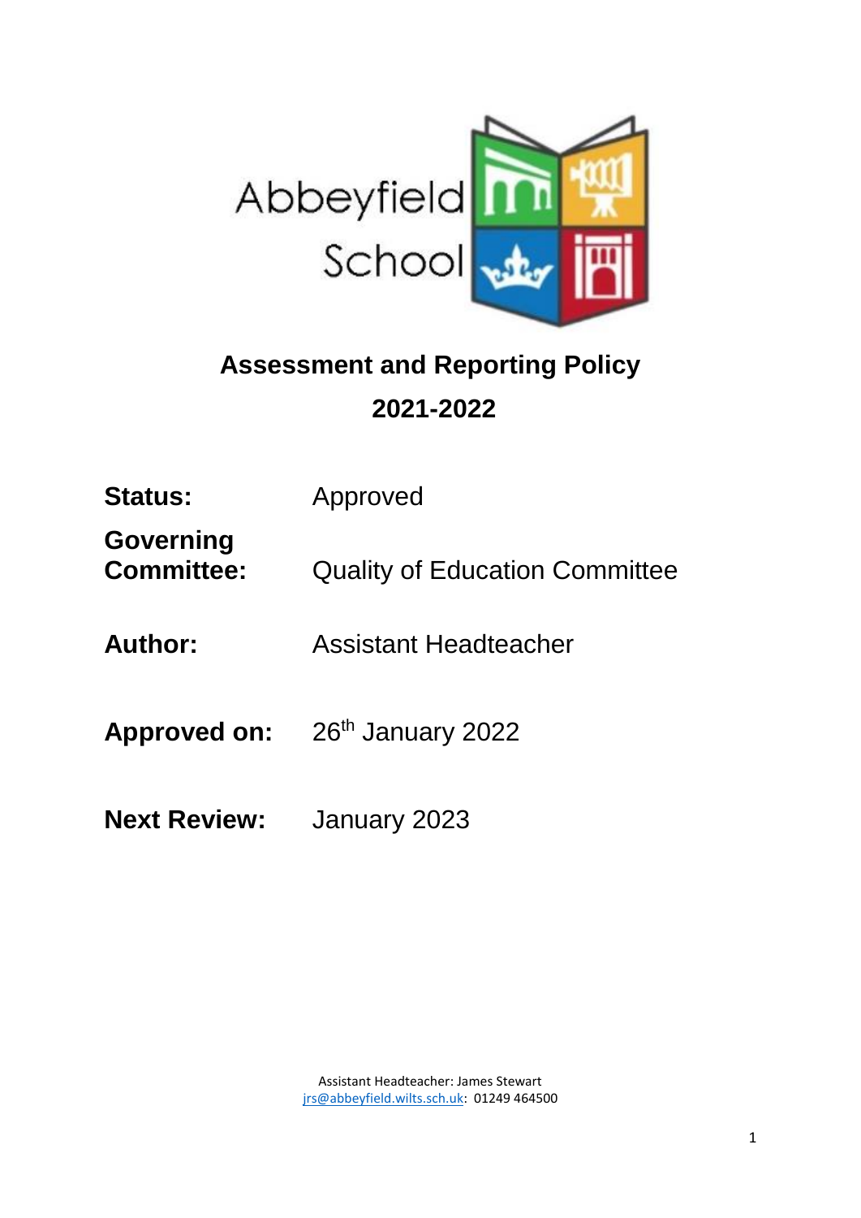Abbeyfield School

# Assessment and Reporting Policy

## 2021-2022

| | |
|---|---|
| **Status:** | Approved |
| **Governing Committee:** | Quality of Education Committee |
| **Author:** | Assistant Headteacher |
| **Approved on:** | 26th January 2022 |
| **Next Review:** | January 2023 |

Assistant Headteacher: James Stewart
jrs@abbeyfield.wilts.sch.uk: 01249 464500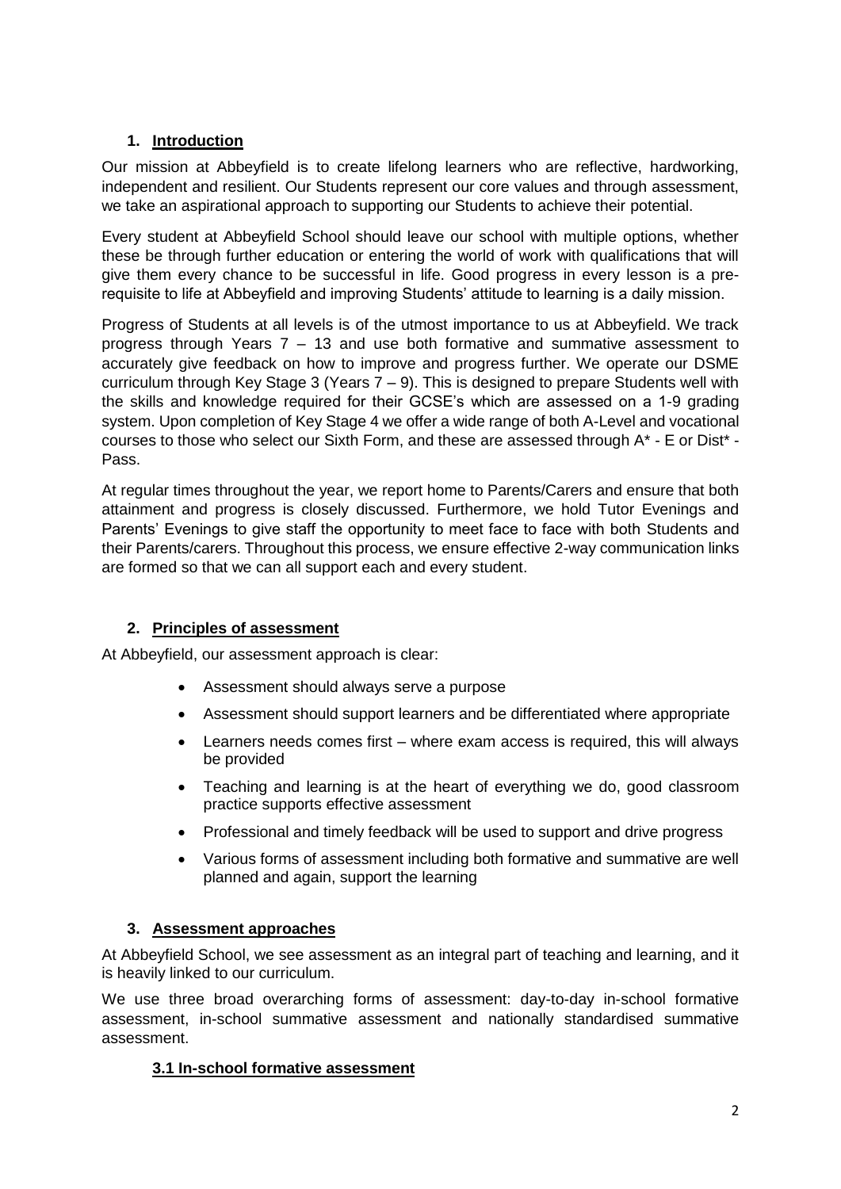## 1. Introduction

Our mission at Abbeyfield is to create lifelong learners who are reflective, hardworking, independent and resilient. Our Students represent our core values and through assessment, we take an aspirational approach to supporting our Students to achieve their potential.

Every student at Abbeyfield School should leave our school with multiple options, whether these be through further education or entering the world of work with qualifications that will give them every chance to be successful in life. Good progress in every lesson is a pre-requisite to life at Abbeyfield and improving Students' attitude to learning is a daily mission.

Progress of Students at all levels is of the utmost importance to us at Abbeyfield. We track progress through Years 7 – 13 and use both formative and summative assessment to accurately give feedback on how to improve and progress further. We operate our DSME curriculum through Key Stage 3 (Years 7 – 9). This is designed to prepare Students well with the skills and knowledge required for their GCSE's which are assessed on a 1-9 grading system. Upon completion of Key Stage 4 we offer a wide range of both A-Level and vocational courses to those who select our Sixth Form, and these are assessed through A* - E or Dist* - Pass.

At regular times throughout the year, we report home to Parents/Carers and ensure that both attainment and progress is closely discussed. Furthermore, we hold Tutor Evenings and Parents' Evenings to give staff the opportunity to meet face to face with both Students and their Parents/carers. Throughout this process, we ensure effective 2-way communication links are formed so that we can all support each and every student.

## 2. Principles of assessment

At Abbeyfield, our assessment approach is clear:

- Assessment should always serve a purpose
- Assessment should support learners and be differentiated where appropriate
- Learners needs comes first – where exam access is required, this will always be provided
- Teaching and learning is at the heart of everything we do, good classroom practice supports effective assessment
- Professional and timely feedback will be used to support and drive progress
- Various forms of assessment including both formative and summative are well planned and again, support the learning

## 3. Assessment approaches

At Abbeyfield School, we see assessment as an integral part of teaching and learning, and it is heavily linked to our curriculum.

We use three broad overarching forms of assessment: day-to-day in-school formative assessment, in-school summative assessment and nationally standardised summative assessment.

### 3.1 In-school formative assessment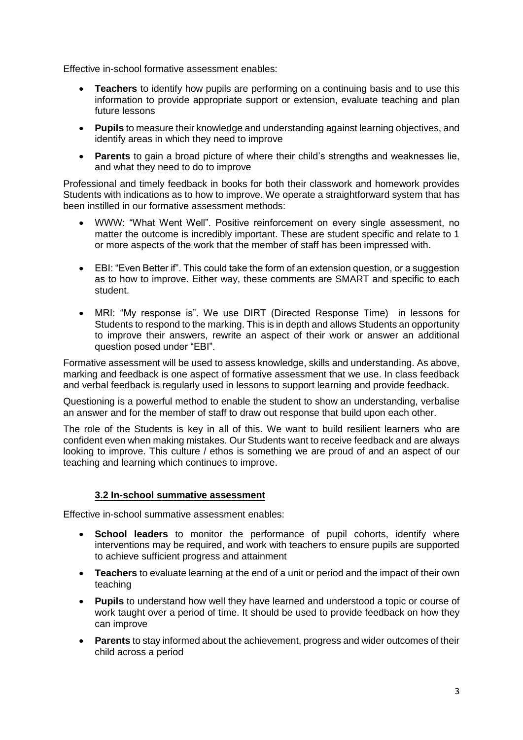Effective in-school formative assessment enables:

- **Teachers** to identify how pupils are performing on a continuing basis and to use this information to provide appropriate support or extension, evaluate teaching and plan future lessons
- **Pupils** to measure their knowledge and understanding against learning objectives, and identify areas in which they need to improve
- **Parents** to gain a broad picture of where their child's strengths and weaknesses lie, and what they need to do to improve

Professional and timely feedback in books for both their classwork and homework provides Students with indications as to how to improve. We operate a straightforward system that has been instilled in our formative assessment methods:

- WWW: "What Went Well". Positive reinforcement on every single assessment, no matter the outcome is incredibly important. These are student specific and relate to 1 or more aspects of the work that the member of staff has been impressed with.
- EBI: "Even Better if". This could take the form of an extension question, or a suggestion as to how to improve. Either way, these comments are SMART and specific to each student.
- MRI: "My response is". We use DIRT (Directed Response Time) in lessons for Students to respond to the marking. This is in depth and allows Students an opportunity to improve their answers, rewrite an aspect of their work or answer an additional question posed under "EBI".

Formative assessment will be used to assess knowledge, skills and understanding. As above, marking and feedback is one aspect of formative assessment that we use. In class feedback and verbal feedback is regularly used in lessons to support learning and provide feedback.

Questioning is a powerful method to enable the student to show an understanding, verbalise an answer and for the member of staff to draw out response that build upon each other.

The role of the Students is key in all of this. We want to build resilient learners who are confident even when making mistakes. Our Students want to receive feedback and are always looking to improve. This culture / ethos is something we are proud of and an aspect of our teaching and learning which continues to improve.

### 3.2 In-school summative assessment

Effective in-school summative assessment enables:

- **School leaders** to monitor the performance of pupil cohorts, identify where interventions may be required, and work with teachers to ensure pupils are supported to achieve sufficient progress and attainment
- **Teachers** to evaluate learning at the end of a unit or period and the impact of their own teaching
- **Pupils** to understand how well they have learned and understood a topic or course of work taught over a period of time. It should be used to provide feedback on how they can improve
- **Parents** to stay informed about the achievement, progress and wider outcomes of their child across a period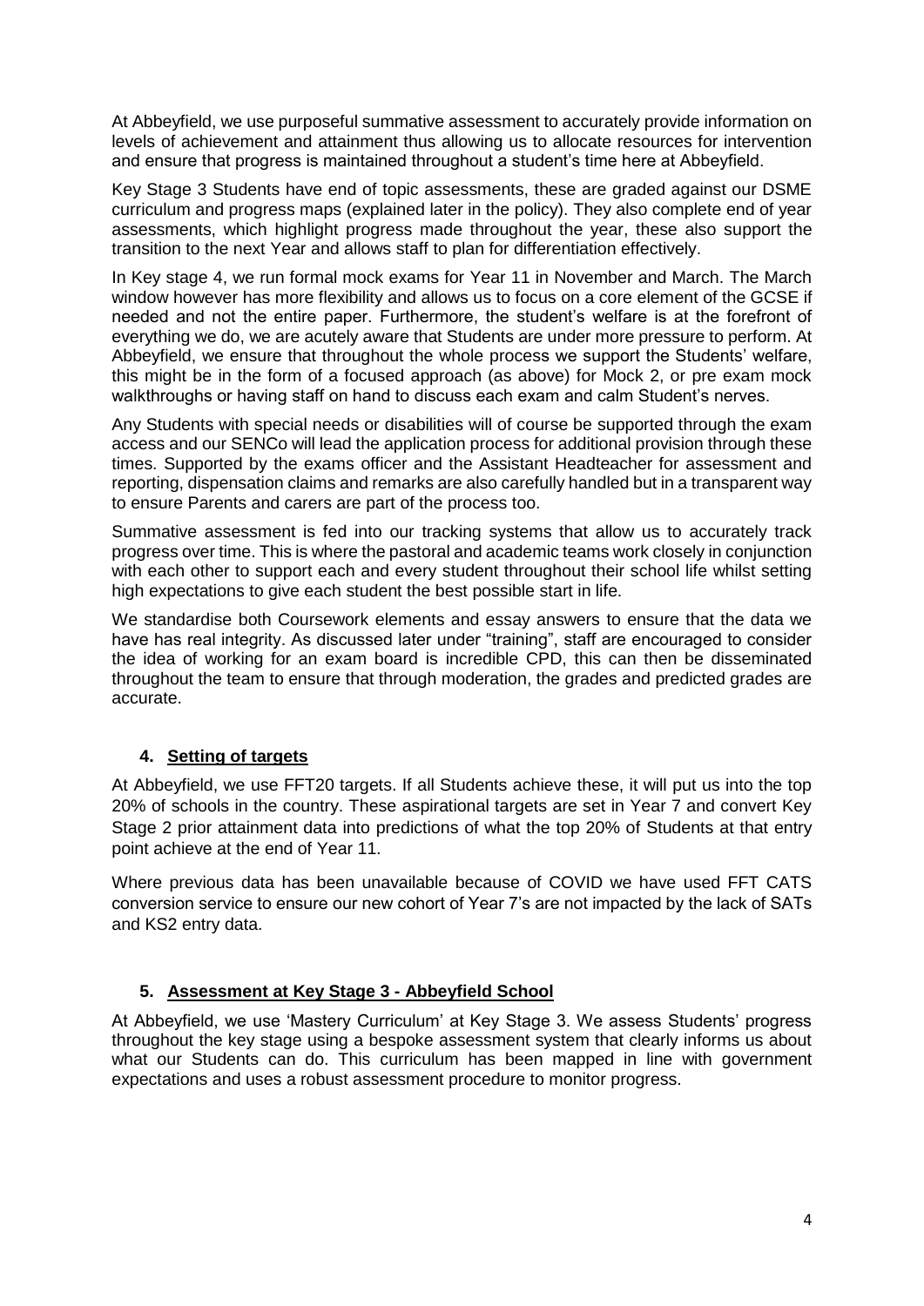At Abbeyfield, we use purposeful summative assessment to accurately provide information on levels of achievement and attainment thus allowing us to allocate resources for intervention and ensure that progress is maintained throughout a student's time here at Abbeyfield.

Key Stage 3 Students have end of topic assessments, these are graded against our DSME curriculum and progress maps (explained later in the policy). They also complete end of year assessments, which highlight progress made throughout the year, these also support the transition to the next Year and allows staff to plan for differentiation effectively.

In Key stage 4, we run formal mock exams for Year 11 in November and March. The March window however has more flexibility and allows us to focus on a core element of the GCSE if needed and not the entire paper. Furthermore, the student's welfare is at the forefront of everything we do, we are acutely aware that Students are under more pressure to perform. At Abbeyfield, we ensure that throughout the whole process we support the Students' welfare, this might be in the form of a focused approach (as above) for Mock 2, or pre exam mock walkthroughs or having staff on hand to discuss each exam and calm Student's nerves.

Any Students with special needs or disabilities will of course be supported through the exam access and our SENCo will lead the application process for additional provision through these times. Supported by the exams officer and the Assistant Headteacher for assessment and reporting, dispensation claims and remarks are also carefully handled but in a transparent way to ensure Parents and carers are part of the process too.

Summative assessment is fed into our tracking systems that allow us to accurately track progress over time. This is where the pastoral and academic teams work closely in conjunction with each other to support each and every student throughout their school life whilst setting high expectations to give each student the best possible start in life.

We standardise both Coursework elements and essay answers to ensure that the data we have has real integrity. As discussed later under "training", staff are encouraged to consider the idea of working for an exam board is incredible CPD, this can then be disseminated throughout the team to ensure that through moderation, the grades and predicted grades are accurate.

## 4. Setting of targets

At Abbeyfield, we use FFT20 targets. If all Students achieve these, it will put us into the top 20% of schools in the country. These aspirational targets are set in Year 7 and convert Key Stage 2 prior attainment data into predictions of what the top 20% of Students at that entry point achieve at the end of Year 11.

Where previous data has been unavailable because of COVID we have used FFT CATS conversion service to ensure our new cohort of Year 7's are not impacted by the lack of SATs and KS2 entry data.

## 5. Assessment at Key Stage 3 - Abbeyfield School

At Abbeyfield, we use 'Mastery Curriculum' at Key Stage 3. We assess Students' progress throughout the key stage using a bespoke assessment system that clearly informs us about what our Students can do. This curriculum has been mapped in line with government expectations and uses a robust assessment procedure to monitor progress.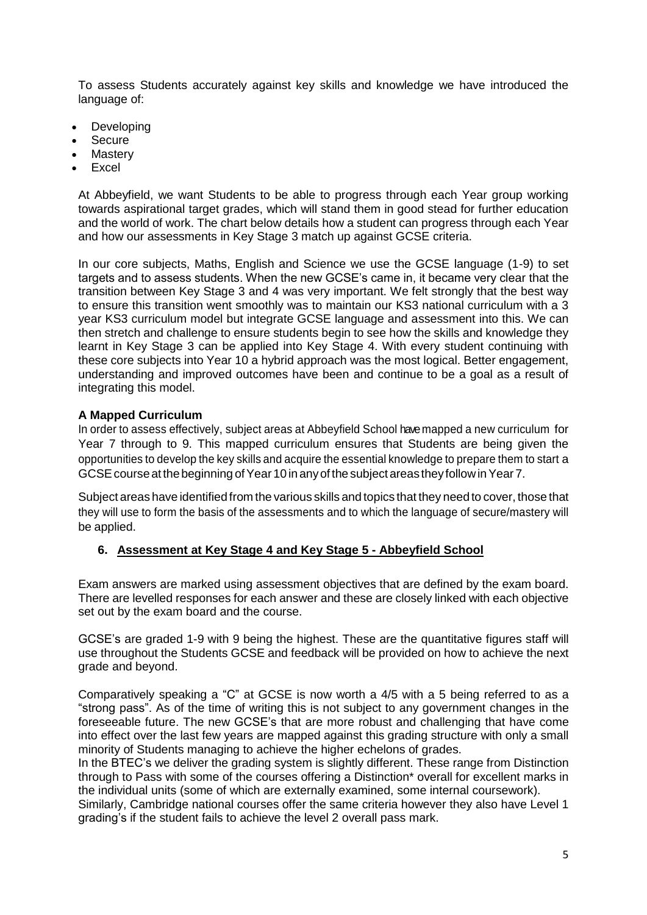To assess Students accurately against key skills and knowledge we have introduced the language of:

- Developing
- Secure
- Mastery
- Excel

At Abbeyfield, we want Students to be able to progress through each Year group working towards aspirational target grades, which will stand them in good stead for further education and the world of work. The chart below details how a student can progress through each Year and how our assessments in Key Stage 3 match up against GCSE criteria.

In our core subjects, Maths, English and Science we use the GCSE language (1-9) to set targets and to assess students. When the new GCSE's came in, it became very clear that the transition between Key Stage 3 and 4 was very important. We felt strongly that the best way to ensure this transition went smoothly was to maintain our KS3 national curriculum with a 3 year KS3 curriculum model but integrate GCSE language and assessment into this. We can then stretch and challenge to ensure students begin to see how the skills and knowledge they learnt in Key Stage 3 can be applied into Key Stage 4. With every student continuing with these core subjects into Year 10 a hybrid approach was the most logical. Better engagement, understanding and improved outcomes have been and continue to be a goal as a result of integrating this model.

**A Mapped Curriculum**

In order to assess effectively, subject areas at Abbeyfield School have mapped a new curriculum for Year 7 through to 9. This mapped curriculum ensures that Students are being given the opportunities to develop the key skills and acquire the essential knowledge to prepare them to start a GCSE course at the beginning of Year 10 in any of the subject areas they follow in Year 7.

Subject areas have identified from the various skills and topics that they need to cover, those that they will use to form the basis of the assessments and to which the language of secure/mastery will be applied.

## 6. Assessment at Key Stage 4 and Key Stage 5 - Abbeyfield School

Exam answers are marked using assessment objectives that are defined by the exam board. There are levelled responses for each answer and these are closely linked with each objective set out by the exam board and the course.

GCSE's are graded 1-9 with 9 being the highest. These are the quantitative figures staff will use throughout the Students GCSE and feedback will be provided on how to achieve the next grade and beyond.

Comparatively speaking a "C" at GCSE is now worth a 4/5 with a 5 being referred to as a "strong pass". As of the time of writing this is not subject to any government changes in the foreseeable future. The new GCSE's that are more robust and challenging that have come into effect over the last few years are mapped against this grading structure with only a small minority of Students managing to achieve the higher echelons of grades.

In the BTEC's we deliver the grading system is slightly different. These range from Distinction through to Pass with some of the courses offering a Distinction* overall for excellent marks in the individual units (some of which are externally examined, some internal coursework).

Similarly, Cambridge national courses offer the same criteria however they also have Level 1 grading's if the student fails to achieve the level 2 overall pass mark.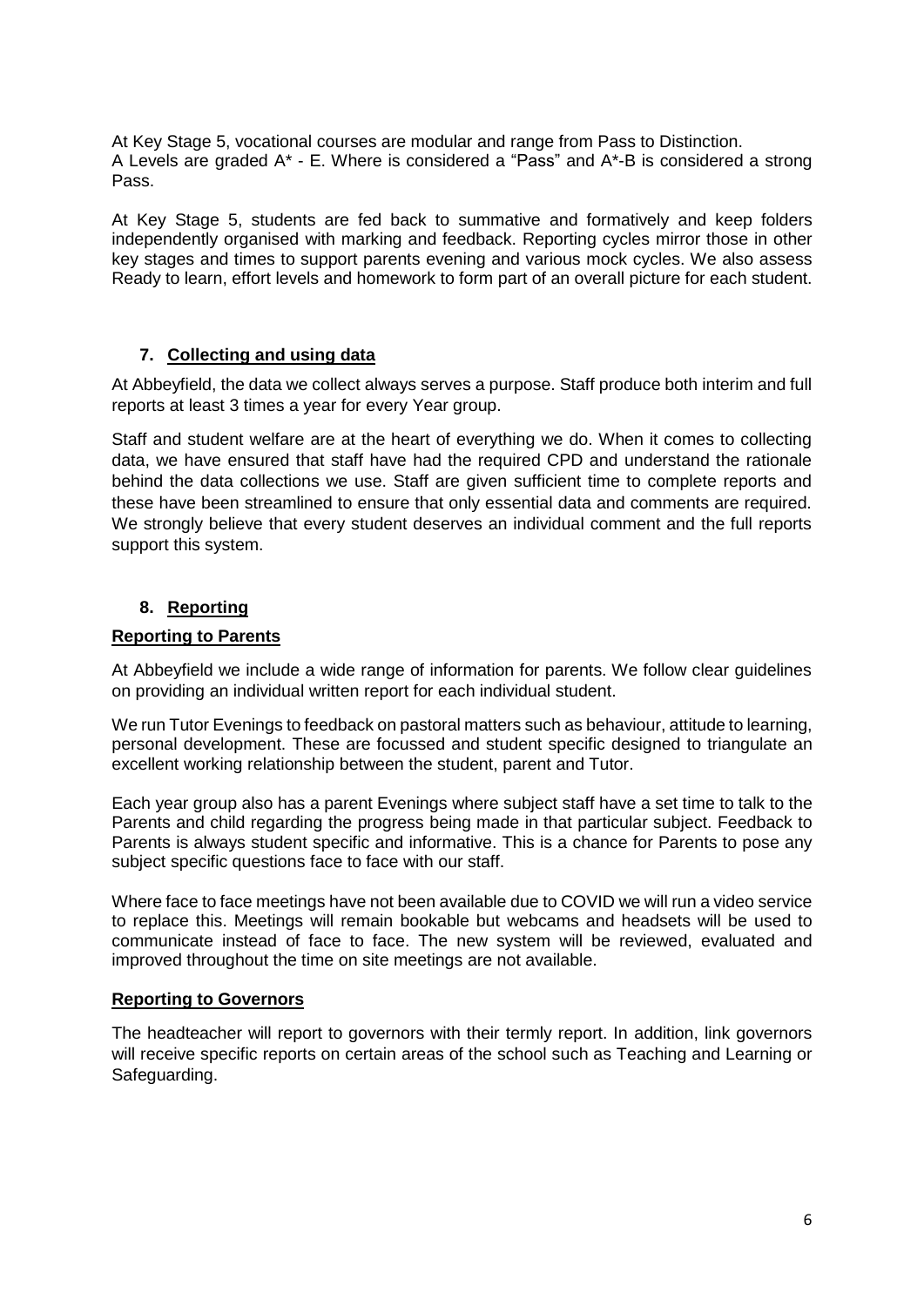At Key Stage 5, vocational courses are modular and range from Pass to Distinction.
A Levels are graded A* - E. Where is considered a "Pass" and A*-B is considered a strong Pass.

At Key Stage 5, students are fed back to summative and formatively and keep folders independently organised with marking and feedback. Reporting cycles mirror those in other key stages and times to support parents evening and various mock cycles. We also assess Ready to learn, effort levels and homework to form part of an overall picture for each student.

## 7. Collecting and using data

At Abbeyfield, the data we collect always serves a purpose. Staff produce both interim and full reports at least 3 times a year for every Year group.

Staff and student welfare are at the heart of everything we do. When it comes to collecting data, we have ensured that staff have had the required CPD and understand the rationale behind the data collections we use. Staff are given sufficient time to complete reports and these have been streamlined to ensure that only essential data and comments are required. We strongly believe that every student deserves an individual comment and the full reports support this system.

## 8. Reporting

### Reporting to Parents

At Abbeyfield we include a wide range of information for parents. We follow clear guidelines on providing an individual written report for each individual student.

We run Tutor Evenings to feedback on pastoral matters such as behaviour, attitude to learning, personal development. These are focussed and student specific designed to triangulate an excellent working relationship between the student, parent and Tutor.

Each year group also has a parent Evenings where subject staff have a set time to talk to the Parents and child regarding the progress being made in that particular subject. Feedback to Parents is always student specific and informative. This is a chance for Parents to pose any subject specific questions face to face with our staff.

Where face to face meetings have not been available due to COVID we will run a video service to replace this. Meetings will remain bookable but webcams and headsets will be used to communicate instead of face to face. The new system will be reviewed, evaluated and improved throughout the time on site meetings are not available.

### Reporting to Governors

The headteacher will report to governors with their termly report. In addition, link governors will receive specific reports on certain areas of the school such as Teaching and Learning or Safeguarding.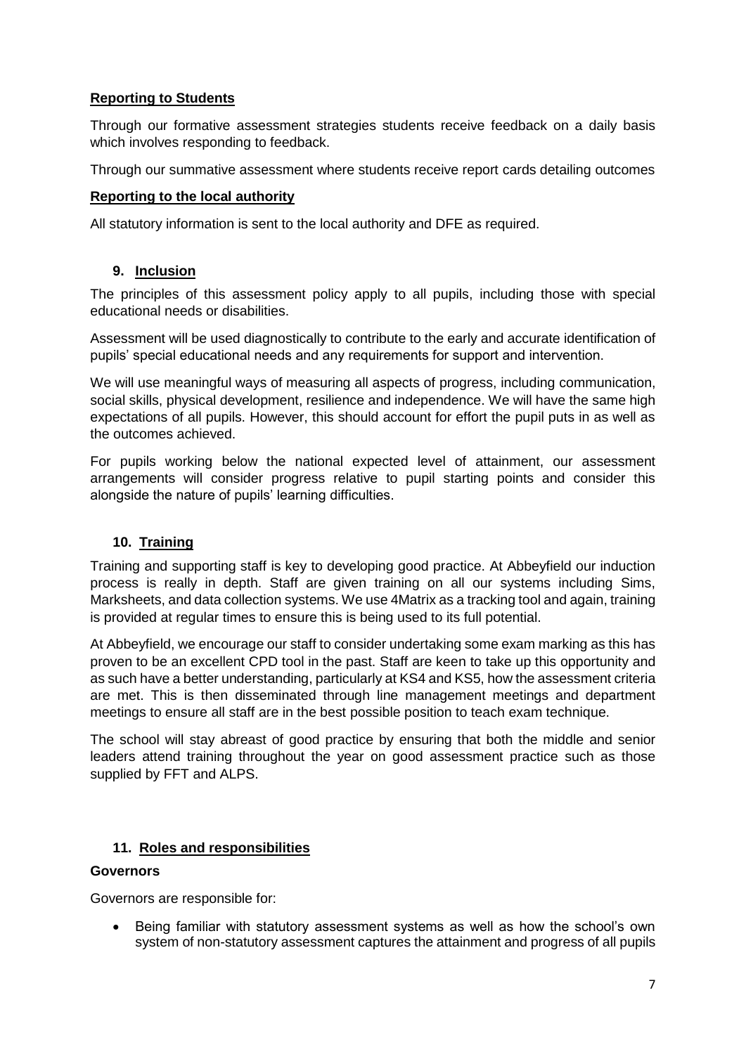**Reporting to Students**

Through our formative assessment strategies students receive feedback on a daily basis which involves responding to feedback.

Through our summative assessment where students receive report cards detailing outcomes

**Reporting to the local authority**

All statutory information is sent to the local authority and DFE as required.

## 9. Inclusion

The principles of this assessment policy apply to all pupils, including those with special educational needs or disabilities.

Assessment will be used diagnostically to contribute to the early and accurate identification of pupils' special educational needs and any requirements for support and intervention.

We will use meaningful ways of measuring all aspects of progress, including communication, social skills, physical development, resilience and independence. We will have the same high expectations of all pupils. However, this should account for effort the pupil puts in as well as the outcomes achieved.

For pupils working below the national expected level of attainment, our assessment arrangements will consider progress relative to pupil starting points and consider this alongside the nature of pupils' learning difficulties.

## 10. Training

Training and supporting staff is key to developing good practice. At Abbeyfield our induction process is really in depth. Staff are given training on all our systems including Sims, Marksheets, and data collection systems. We use 4Matrix as a tracking tool and again, training is provided at regular times to ensure this is being used to its full potential.

At Abbeyfield, we encourage our staff to consider undertaking some exam marking as this has proven to be an excellent CPD tool in the past. Staff are keen to take up this opportunity and as such have a better understanding, particularly at KS4 and KS5, how the assessment criteria are met. This is then disseminated through line management meetings and department meetings to ensure all staff are in the best possible position to teach exam technique.

The school will stay abreast of good practice by ensuring that both the middle and senior leaders attend training throughout the year on good assessment practice such as those supplied by FFT and ALPS.

## 11. Roles and responsibilities

**Governors**

Governors are responsible for:

- Being familiar with statutory assessment systems as well as how the school's own system of non-statutory assessment captures the attainment and progress of all pupils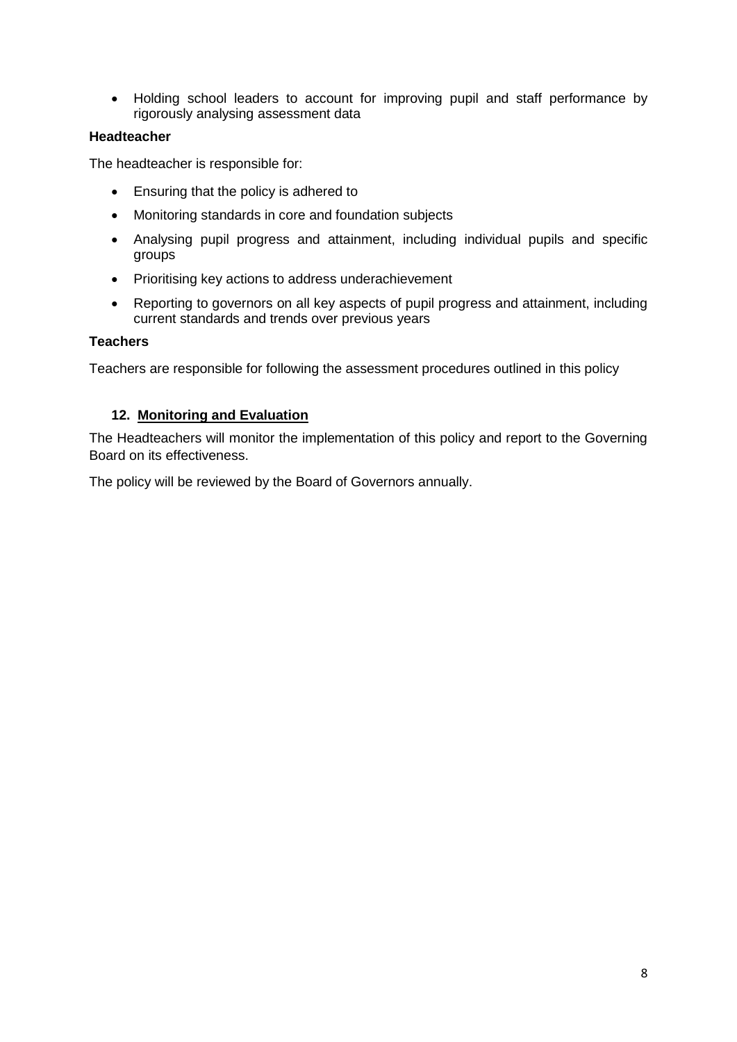- Holding school leaders to account for improving pupil and staff performance by rigorously analysing assessment data

**Headteacher**

The headteacher is responsible for:

- Ensuring that the policy is adhered to
- Monitoring standards in core and foundation subjects
- Analysing pupil progress and attainment, including individual pupils and specific groups
- Prioritising key actions to address underachievement
- Reporting to governors on all key aspects of pupil progress and attainment, including current standards and trends over previous years

**Teachers**

Teachers are responsible for following the assessment procedures outlined in this policy

## 12. Monitoring and Evaluation

The Headteachers will monitor the implementation of this policy and report to the Governing Board on its effectiveness.

The policy will be reviewed by the Board of Governors annually.